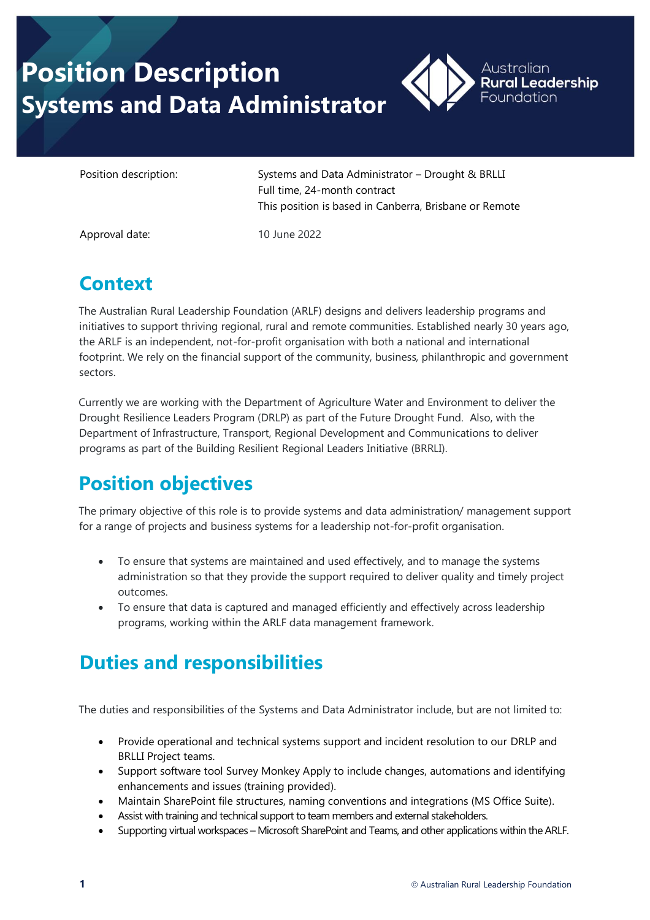# Position Description
# Systems and Data Administrator

Australian Rural Leadership Foundation

| | |
|---|---|
| Position description: | Systems and Data Administrator – Drought & BRLLI<br>Full time, 24-month contract<br>This position is based in Canberra, Brisbane or Remote |
| Approval date: | 10 June 2022 |

## Context

The Australian Rural Leadership Foundation (ARLF) designs and delivers leadership programs and initiatives to support thriving regional, rural and remote communities. Established nearly 30 years ago, the ARLF is an independent, not-for-profit organisation with both a national and international footprint. We rely on the financial support of the community, business, philanthropic and government sectors.

Currently we are working with the Department of Agriculture Water and Environment to deliver the Drought Resilience Leaders Program (DRLP) as part of the Future Drought Fund. Also, with the Department of Infrastructure, Transport, Regional Development and Communications to deliver programs as part of the Building Resilient Regional Leaders Initiative (BRRLI).

## Position objectives

The primary objective of this role is to provide systems and data administration/ management support for a range of projects and business systems for a leadership not-for-profit organisation.

- To ensure that systems are maintained and used effectively, and to manage the systems administration so that they provide the support required to deliver quality and timely project outcomes.
- To ensure that data is captured and managed efficiently and effectively across leadership programs, working within the ARLF data management framework.

## Duties and responsibilities

The duties and responsibilities of the Systems and Data Administrator include, but are not limited to:

- Provide operational and technical systems support and incident resolution to our DRLP and BRLLI Project teams.
- Support software tool Survey Monkey Apply to include changes, automations and identifying enhancements and issues (training provided).
- Maintain SharePoint file structures, naming conventions and integrations (MS Office Suite).
- Assist with training and technical support to team members and external stakeholders.
- Supporting virtual workspaces – Microsoft SharePoint and Teams, and other applications within the ARLF.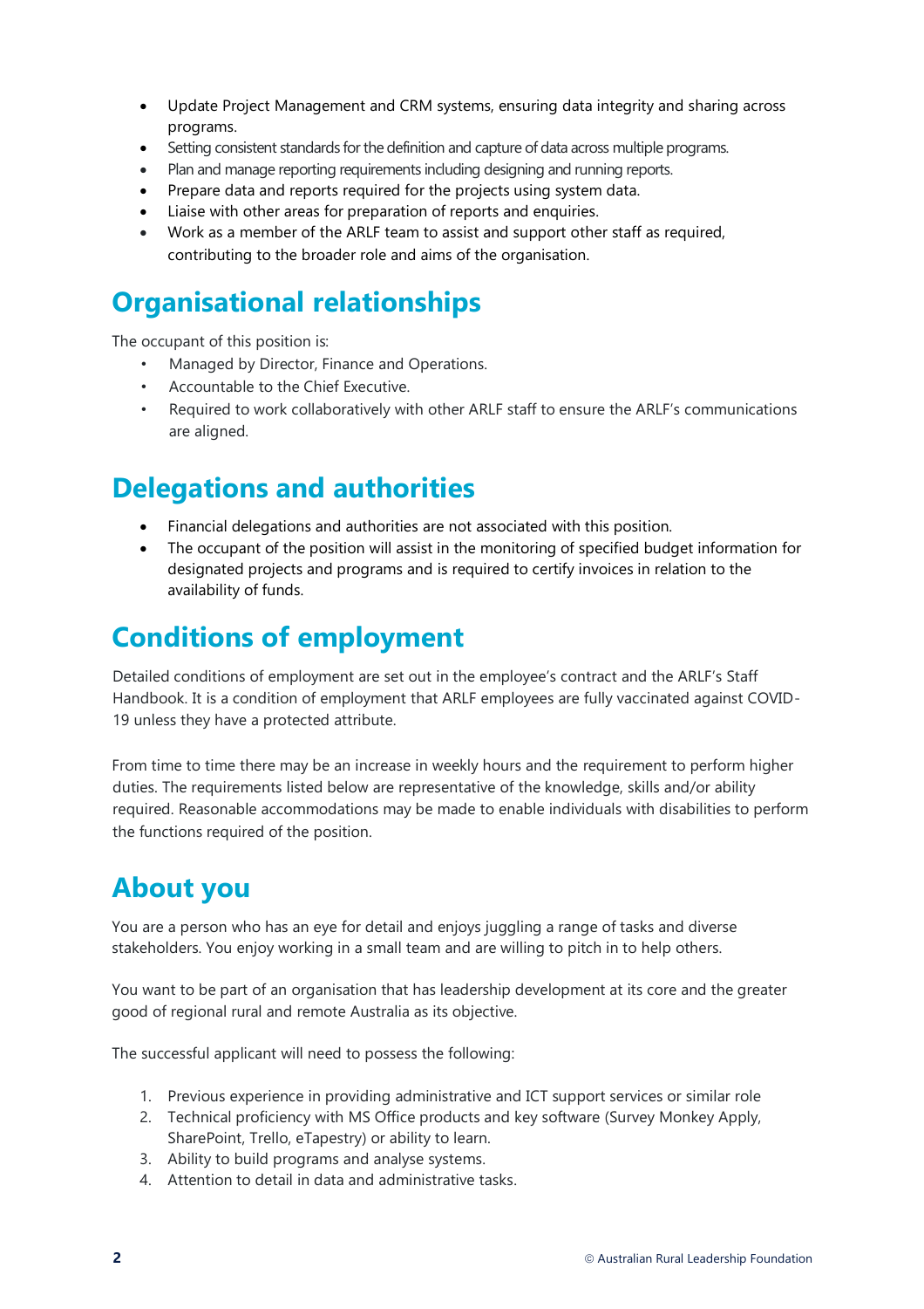- Update Project Management and CRM systems, ensuring data integrity and sharing across programs.
- Setting consistent standards for the definition and capture of data across multiple programs.
- Plan and manage reporting requirements including designing and running reports.
- Prepare data and reports required for the projects using system data.
- Liaise with other areas for preparation of reports and enquiries.
- Work as a member of the ARLF team to assist and support other staff as required, contributing to the broader role and aims of the organisation.

## Organisational relationships

The occupant of this position is:

- Managed by Director, Finance and Operations.
- Accountable to the Chief Executive.
- Required to work collaboratively with other ARLF staff to ensure the ARLF's communications are aligned.

## Delegations and authorities

- Financial delegations and authorities are not associated with this position.
- The occupant of the position will assist in the monitoring of specified budget information for designated projects and programs and is required to certify invoices in relation to the availability of funds.

## Conditions of employment

Detailed conditions of employment are set out in the employee's contract and the ARLF's Staff Handbook. It is a condition of employment that ARLF employees are fully vaccinated against COVID-19 unless they have a protected attribute.

From time to time there may be an increase in weekly hours and the requirement to perform higher duties. The requirements listed below are representative of the knowledge, skills and/or ability required. Reasonable accommodations may be made to enable individuals with disabilities to perform the functions required of the position.

## About you

You are a person who has an eye for detail and enjoys juggling a range of tasks and diverse stakeholders. You enjoy working in a small team and are willing to pitch in to help others.

You want to be part of an organisation that has leadership development at its core and the greater good of regional rural and remote Australia as its objective.

The successful applicant will need to possess the following:

1. Previous experience in providing administrative and ICT support services or similar role
2. Technical proficiency with MS Office products and key software (Survey Monkey Apply, SharePoint, Trello, eTapestry) or ability to learn.
3. Ability to build programs and analyse systems.
4. Attention to detail in data and administrative tasks.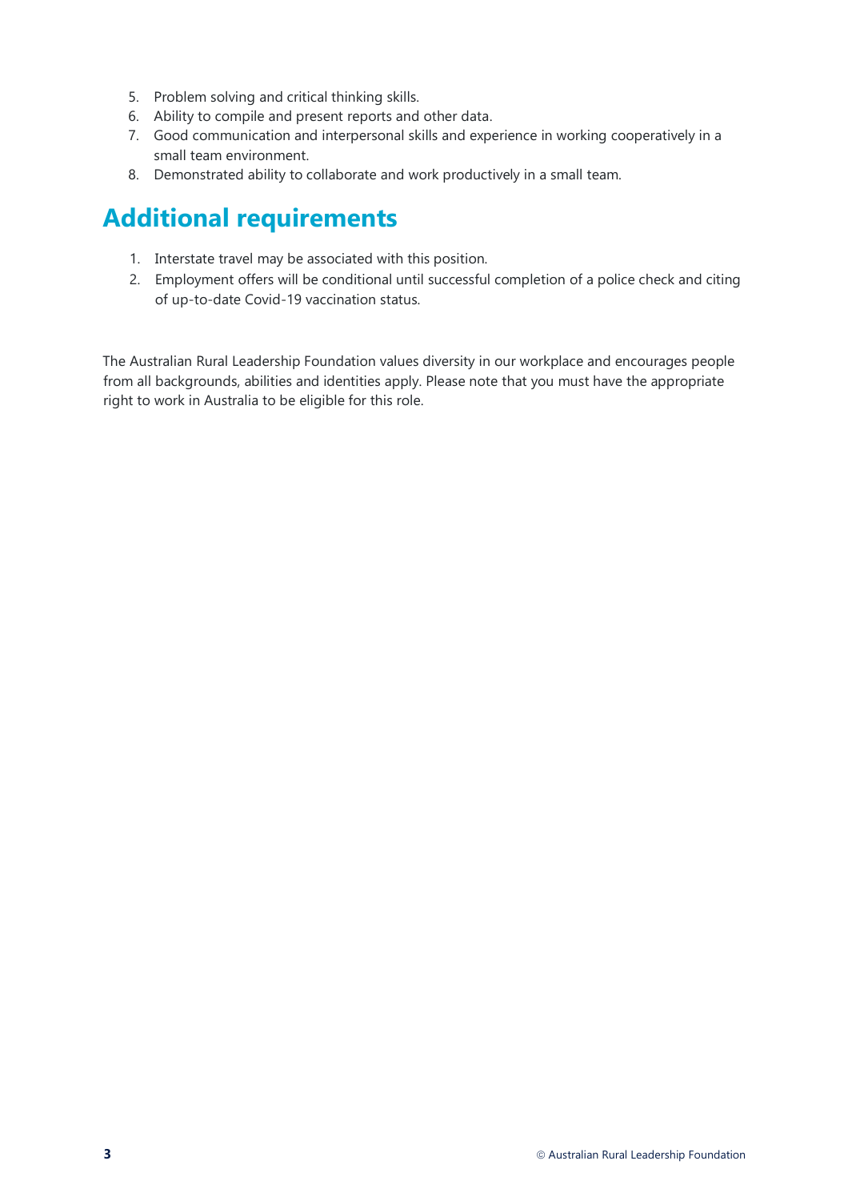5. Problem solving and critical thinking skills.
6. Ability to compile and present reports and other data.
7. Good communication and interpersonal skills and experience in working cooperatively in a small team environment.
8. Demonstrated ability to collaborate and work productively in a small team.

## Additional requirements

1. Interstate travel may be associated with this position.
2. Employment offers will be conditional until successful completion of a police check and citing of up-to-date Covid-19 vaccination status.

The Australian Rural Leadership Foundation values diversity in our workplace and encourages people from all backgrounds, abilities and identities apply. Please note that you must have the appropriate right to work in Australia to be eligible for this role.